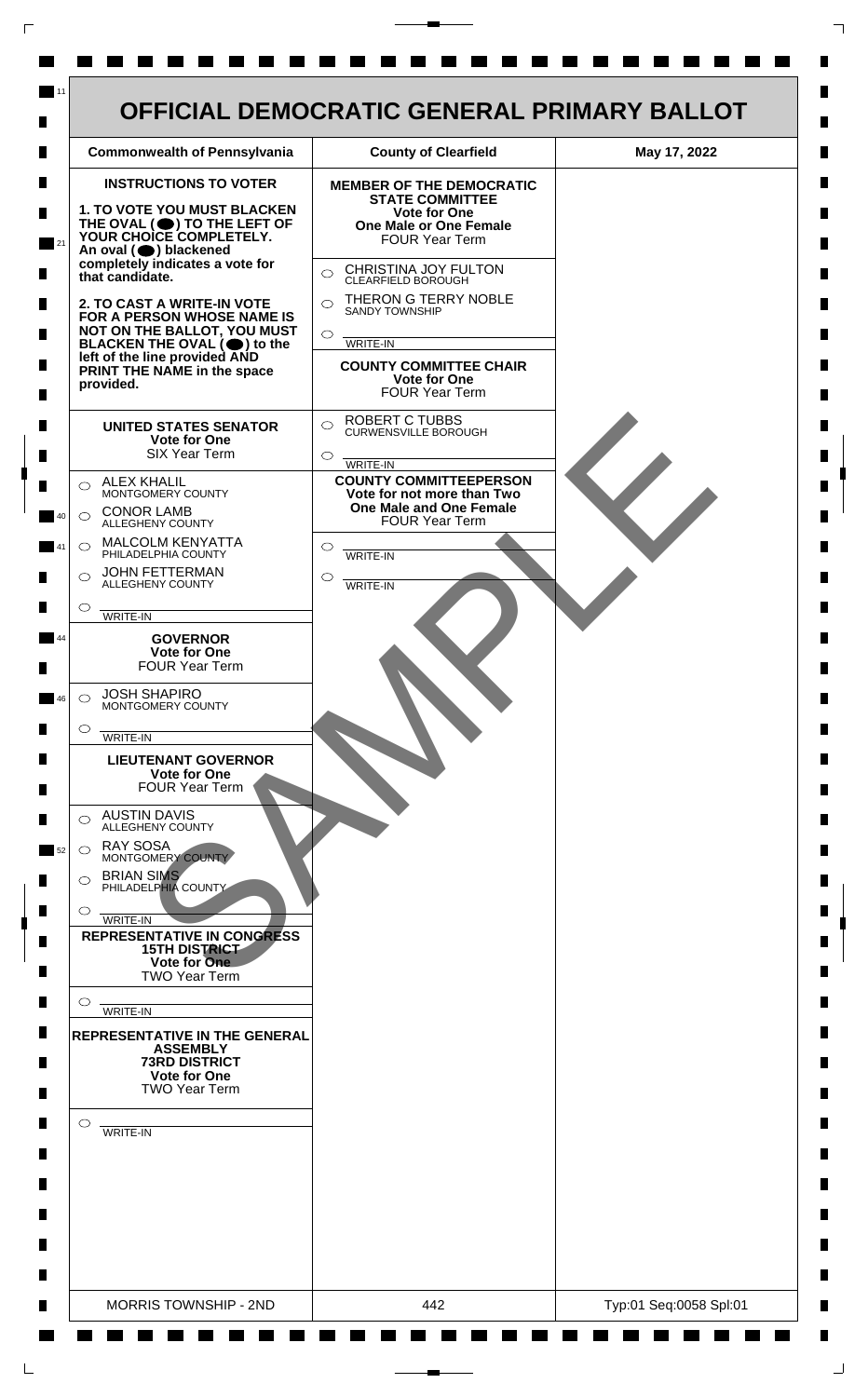# OFFICIAL DEMOCRATIC GENERAL PRIMARY BALLOT

| Commonwealth of Pennsylvania | County of Clearfield | May 17, 2022 |
| --- | --- | --- |

**INSTRUCTIONS TO VOTER**

**1. TO VOTE YOU MUST BLACKEN THE OVAL (⬬) TO THE LEFT OF YOUR CHOICE COMPLETELY.** An oval (⬬) blackened completely indicates a vote for that candidate.

**2. TO CAST A WRITE-IN VOTE FOR A PERSON WHOSE NAME IS NOT ON THE BALLOT, YOU MUST BLACKEN THE OVAL (⬬) to the left of the line provided AND PRINT THE NAME in the space provided.**

### UNITED STATES SENATOR
**Vote for One**
SIX Year Term

- ○ ALEX KHALIL — MONTGOMERY COUNTY
- ○ CONOR LAMB — ALLEGHENY COUNTY
- ○ MALCOLM KENYATTA — PHILADELPHIA COUNTY
- ○ JOHN FETTERMAN — ALLEGHENY COUNTY
- ○ WRITE-IN

### GOVERNOR
**Vote for One**
FOUR Year Term

- ○ JOSH SHAPIRO — MONTGOMERY COUNTY
- ○ WRITE-IN

### LIEUTENANT GOVERNOR
**Vote for One**
FOUR Year Term

- ○ AUSTIN DAVIS — ALLEGHENY COUNTY
- ○ RAY SOSA — MONTGOMERY COUNTY
- ○ BRIAN SIMS — PHILADELPHIA COUNTY
- ○ WRITE-IN

### REPRESENTATIVE IN CONGRESS
**15TH DISTRICT**
**Vote for One**
TWO Year Term

- ○ WRITE-IN

### REPRESENTATIVE IN THE GENERAL ASSEMBLY
**73RD DISTRICT**
**Vote for One**
TWO Year Term

- ○ WRITE-IN

### MEMBER OF THE DEMOCRATIC STATE COMMITTEE
**Vote for One**
**One Male or One Female**
FOUR Year Term

- ○ CHRISTINA JOY FULTON — CLEARFIELD BOROUGH
- ○ THERON G TERRY NOBLE — SANDY TOWNSHIP
- ○ WRITE-IN

### COUNTY COMMITTEE CHAIR
**Vote for One**
FOUR Year Term

- ○ ROBERT C TUBBS — CURWENSVILLE BOROUGH
- ○ WRITE-IN

### COUNTY COMMITTEEPERSON
**Vote for not more than Two**
**One Male and One Female**
FOUR Year Term

- ○ WRITE-IN
- ○ WRITE-IN

SAMPLE

| MORRIS TOWNSHIP - 2ND | 442 | Typ:01 Seq:0058 Spl:01 |
| --- | --- | --- |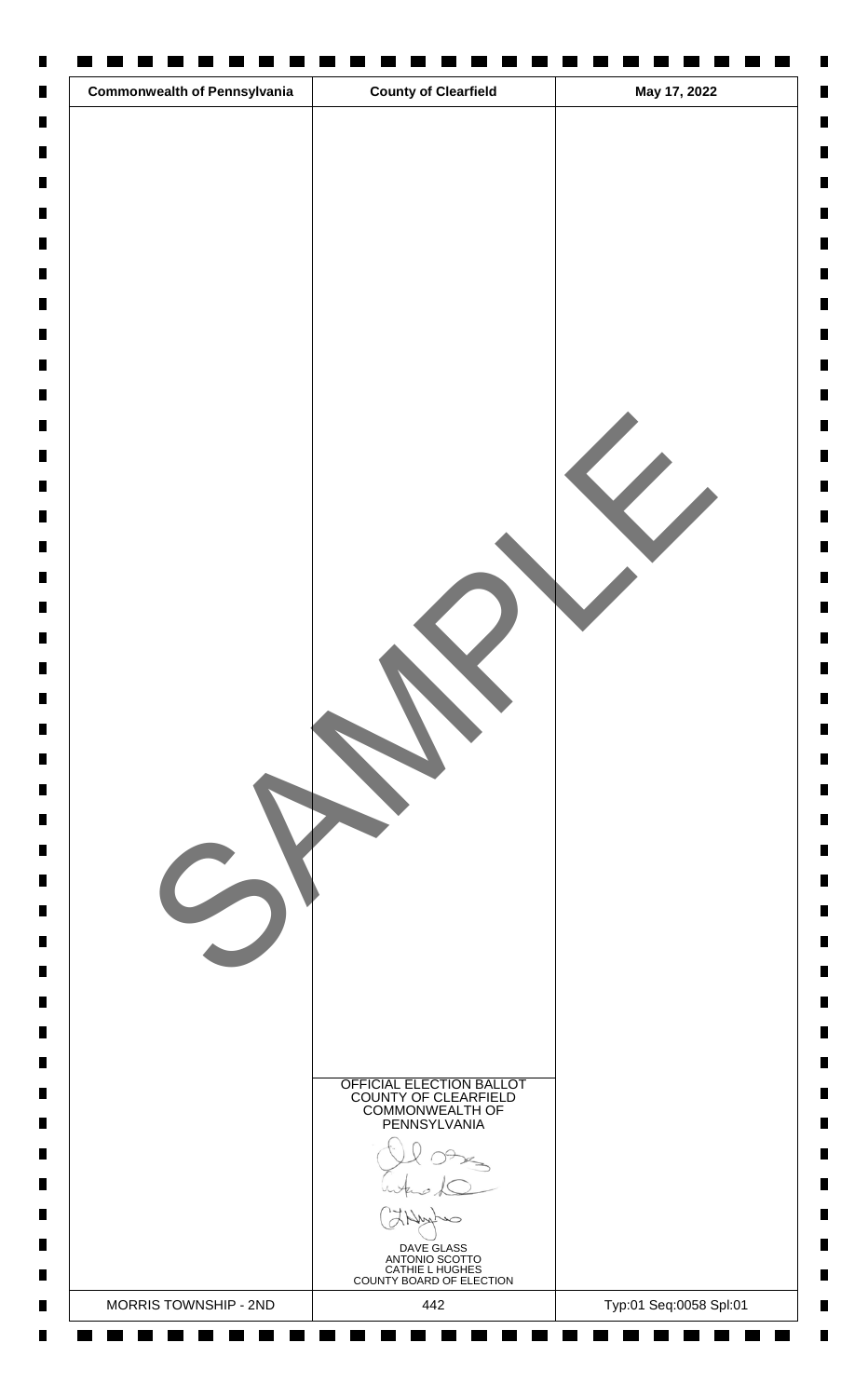| Commonwealth of Pennsylvania | County of Clearfield | May 17, 2022 |
|---|---|---|
| | OFFICIAL ELECTION BALLOT<br>COUNTY OF CLEARFIELD<br>COMMONWEALTH OF PENNSYLVANIA<br><br>DAVE GLASS<br>ANTONIO SCOTTO<br>CATHIE L HUGHES<br>COUNTY BOARD OF ELECTION | |
| MORRIS TOWNSHIP - 2ND | 442 | Typ:01 Seq:0058 Spl:01 |

SAMPLE